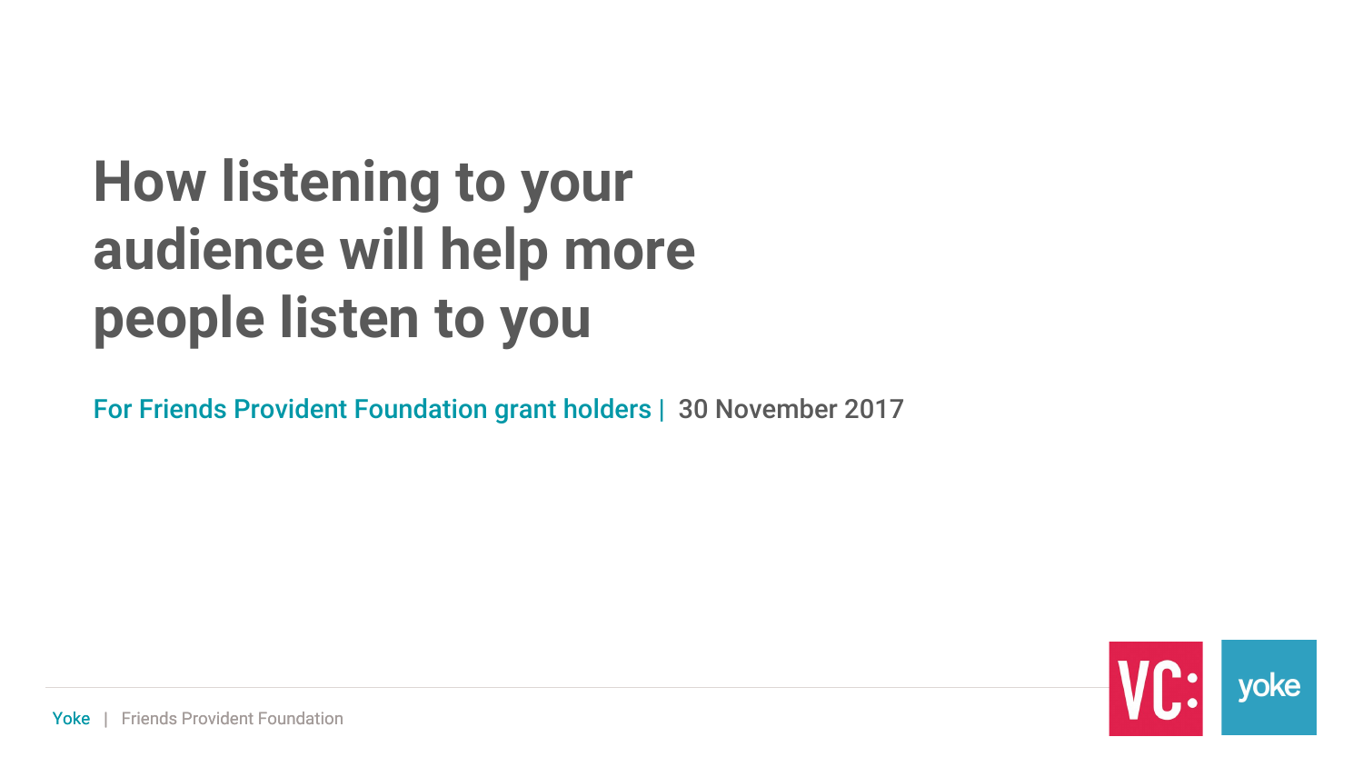# How listening to your audience will help more people listen to you

For Friends Provident Foundation grant holders | 30 November 2017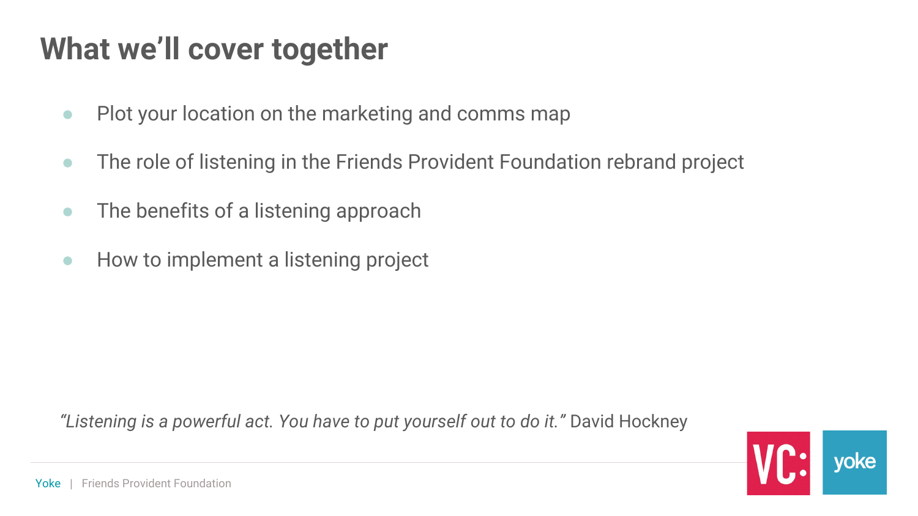# What we'll cover together

- Plot your location on the marketing and comms map
- The role of listening in the Friends Provident Foundation rebrand project
- The benefits of a listening approach
- How to implement a listening project

*"Listening is a powerful act. You have to put yourself out to do it."* David Hockney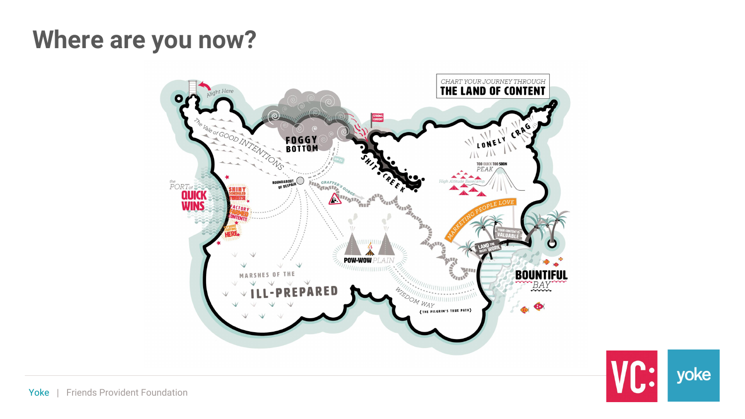# Where are you now?

CHART YOUR JOURNEY THROUGH
THE LAND OF CONTENT

Alight Here

The Vale of GOOD INTENTIONS

FOGGY BOTTOM

STRONG CURRENT

SHIT CREEK

LONELY CRAG

TOO QUICK TOO SOON PEAK

High Altitude Basecamp

ROUNDABOUT OF DESPAIR

GRAFTER'S GORGE

the PORT of QUICK WINS

SHINY SCHEDULED TWEETS!

FACTORY FARMED CONTENT!!

HERE

MARSHES OF THE ILL-PREPARED

POW-WOW PLAIN

WISDOM WAY
{THE PILGRIM'S TRUE PATH}

MARKETING PEOPLE LOVE

YOUR CONTENT IS VALUABLE

LAND THE RIGHT WORK

BOUNTIFUL BAY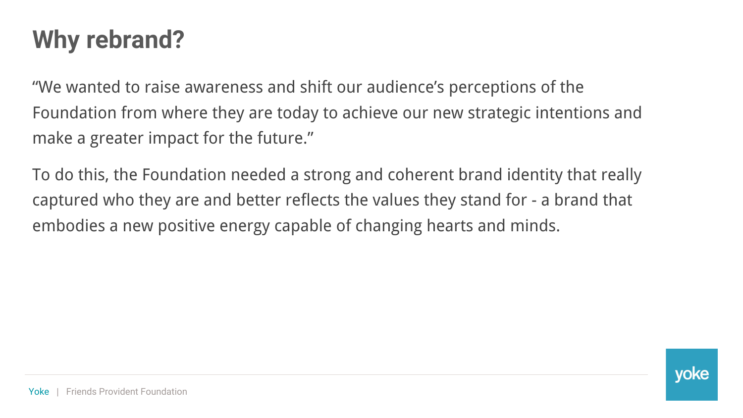# Why rebrand?

"We wanted to raise awareness and shift our audience's perceptions of the Foundation from where they are today to achieve our new strategic intentions and make a greater impact for the future."

To do this, the Foundation needed a strong and coherent brand identity that really captured who they are and better reflects the values they stand for - a brand that embodies a new positive energy capable of changing hearts and minds.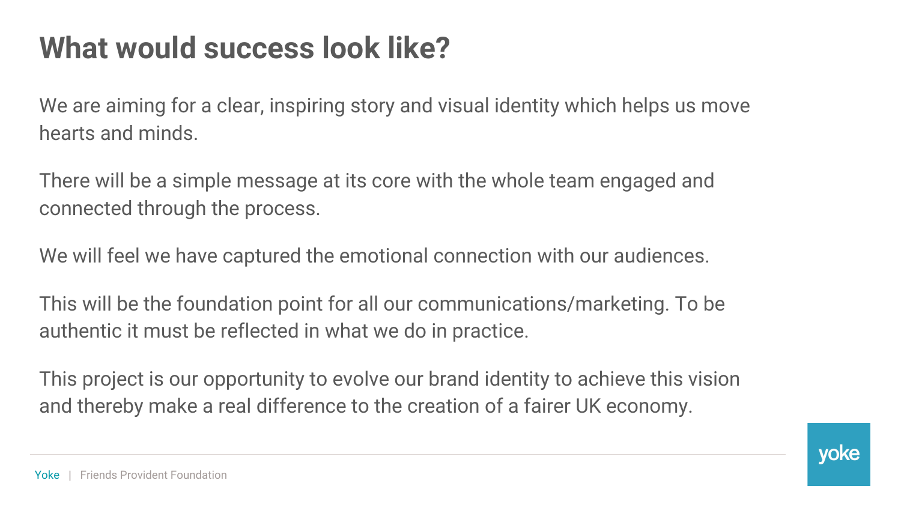# What would success look like?

We are aiming for a clear, inspiring story and visual identity which helps us move hearts and minds.

There will be a simple message at its core with the whole team engaged and connected through the process.

We will feel we have captured the emotional connection with our audiences.

This will be the foundation point for all our communications/marketing. To be authentic it must be reflected in what we do in practice.

This project is our opportunity to evolve our brand identity to achieve this vision and thereby make a real difference to the creation of a fairer UK economy.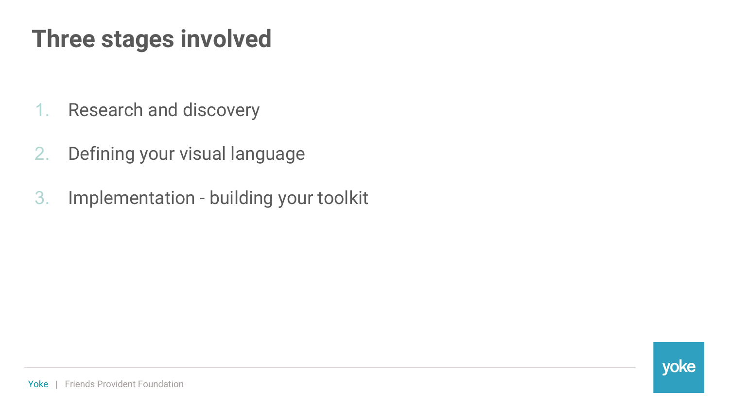# Three stages involved

1. Research and discovery
2. Defining your visual language
3. Implementation - building your toolkit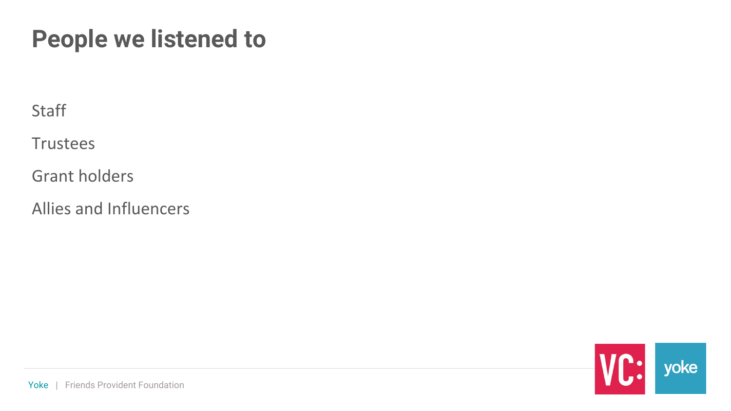# People we listened to

Staff

Trustees

Grant holders

Allies and Influencers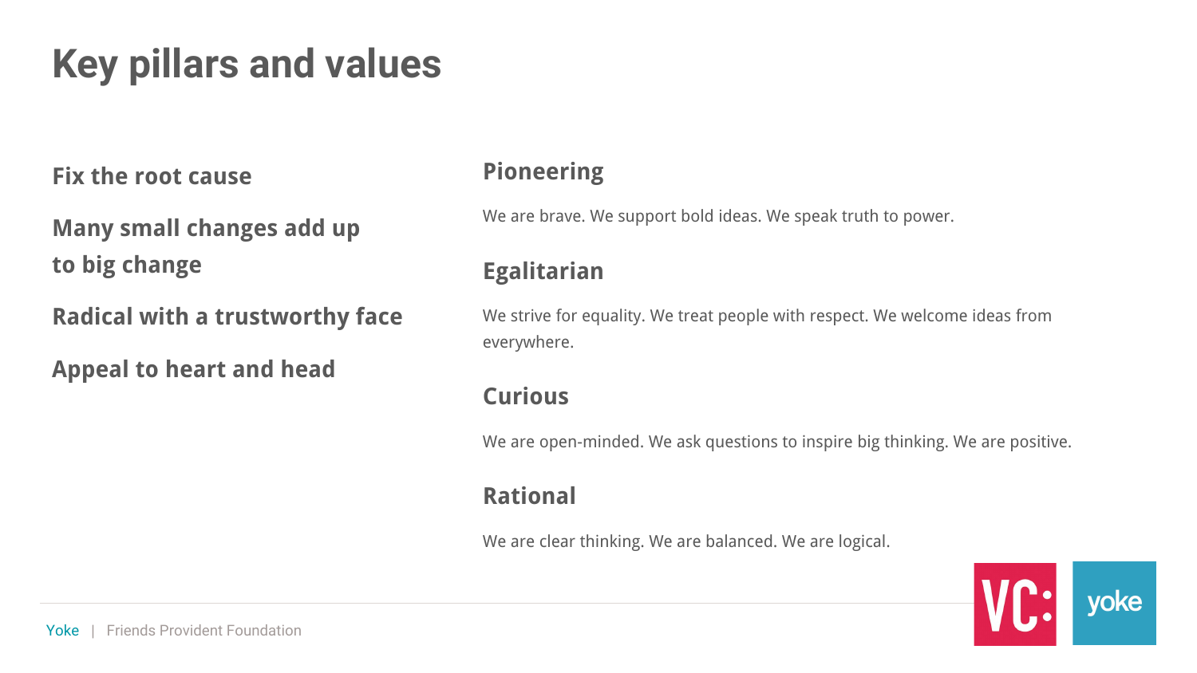# Key pillars and values

**Fix the root cause**

**Many small changes add up to big change**

**Radical with a trustworthy face**

**Appeal to heart and head**

## Pioneering

We are brave. We support bold ideas. We speak truth to power.

## Egalitarian

We strive for equality. We treat people with respect. We welcome ideas from everywhere.

## Curious

We are open-minded. We ask questions to inspire big thinking. We are positive.

## Rational

We are clear thinking. We are balanced. We are logical.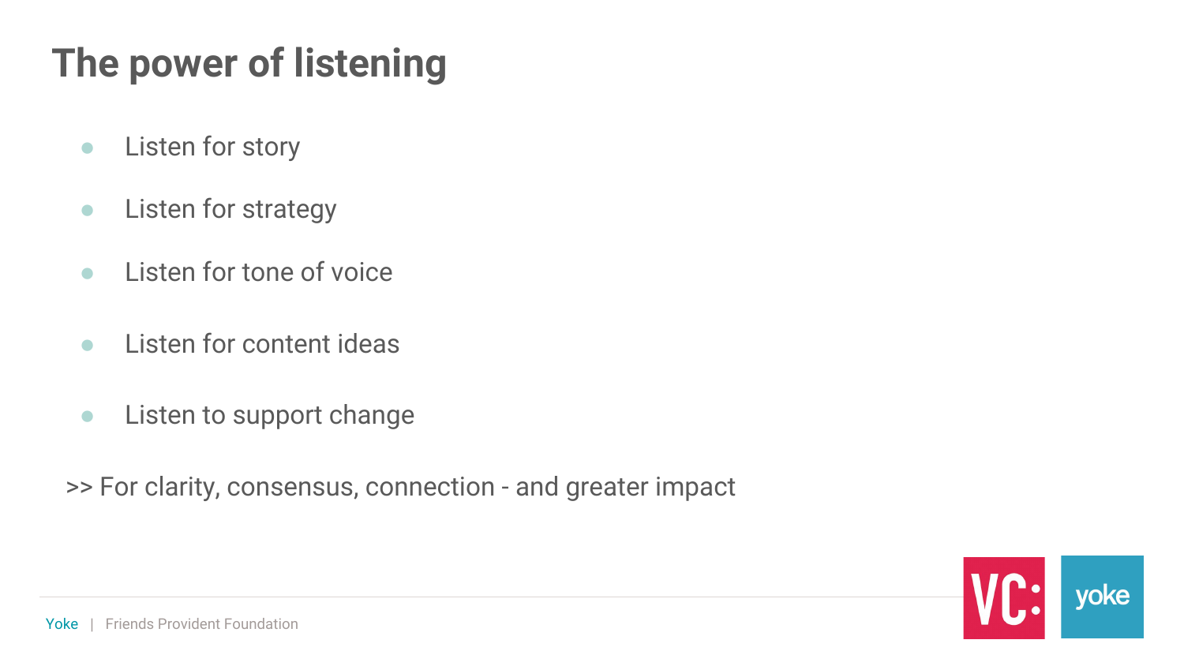# The power of listening

- Listen for story
- Listen for strategy
- Listen for tone of voice
- Listen for content ideas
- Listen to support change

>> For clarity, consensus, connection - and greater impact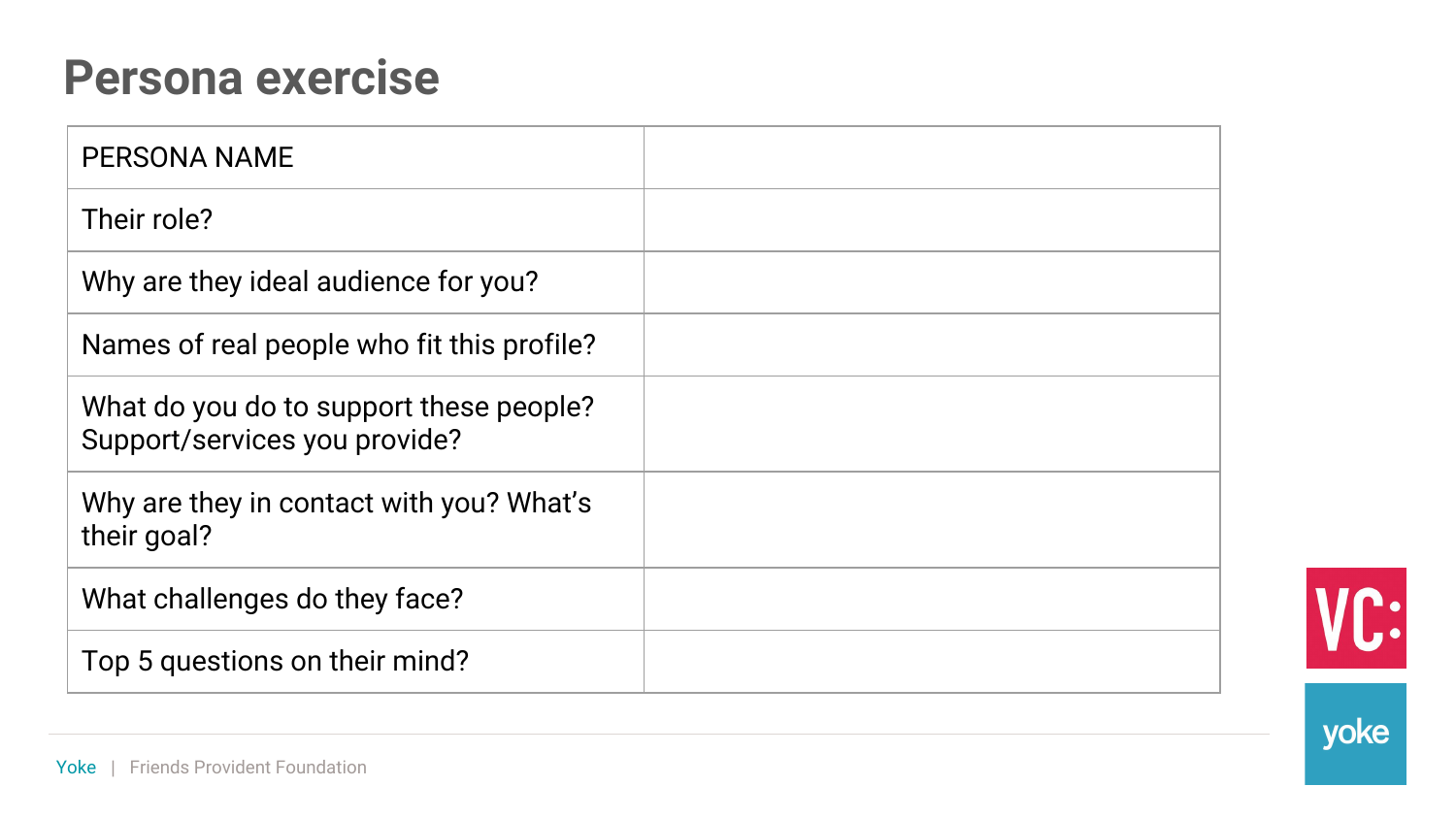# Persona exercise

| PERSONA NAME | |
|---|---|
| Their role? | |
| Why are they ideal audience for you? | |
| Names of real people who fit this profile? | |
| What do you do to support these people? Support/services you provide? | |
| Why are they in contact with you? What's their goal? | |
| What challenges do they face? | |
| Top 5 questions on their mind? | |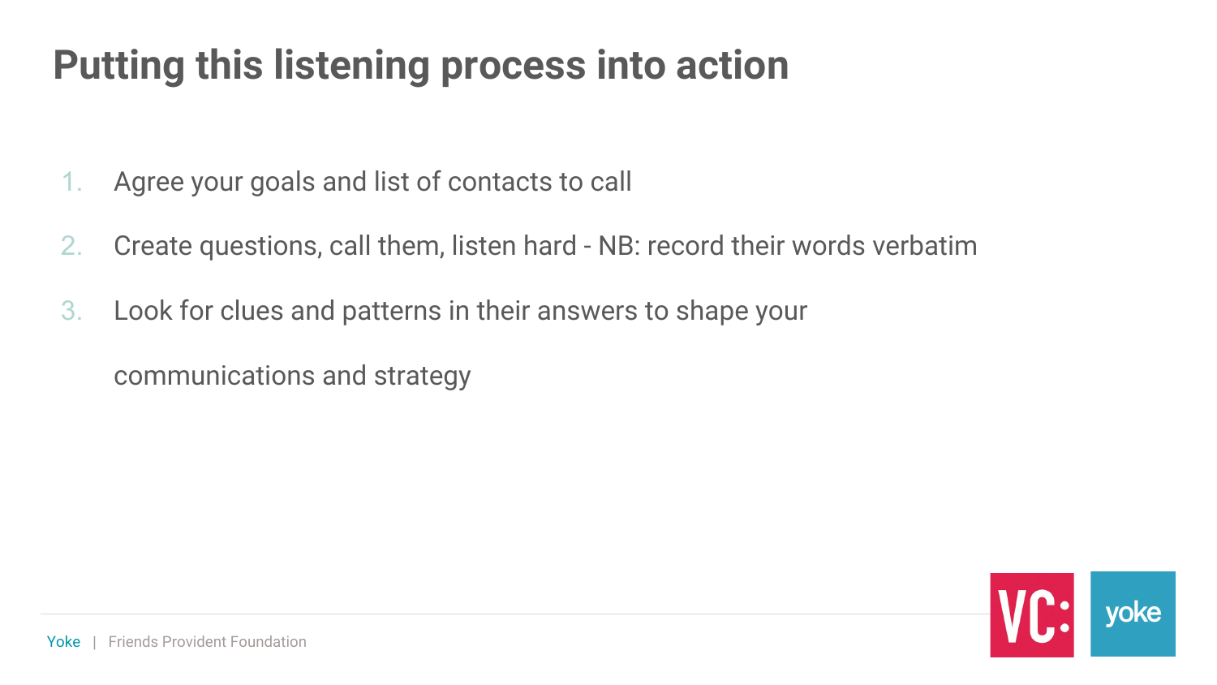# Putting this listening process into action

1. Agree your goals and list of contacts to call
2. Create questions, call them, listen hard - NB: record their words verbatim
3. Look for clues and patterns in their answers to shape your communications and strategy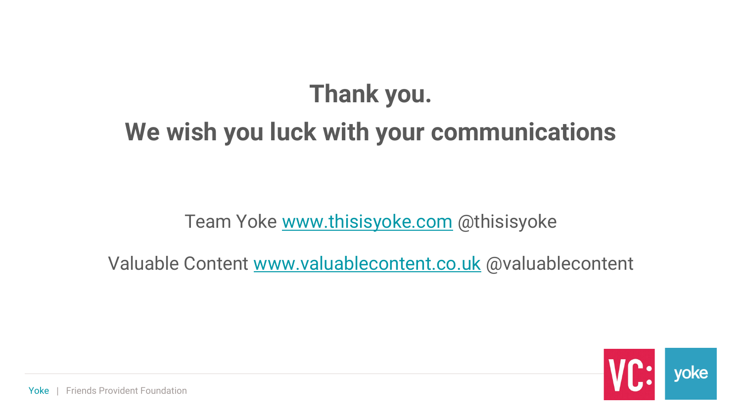# Thank you.

# We wish you luck with your communications

Team Yoke www.thisisyoke.com @thisisyoke

Valuable Content www.valuablecontent.co.uk @valuablecontent